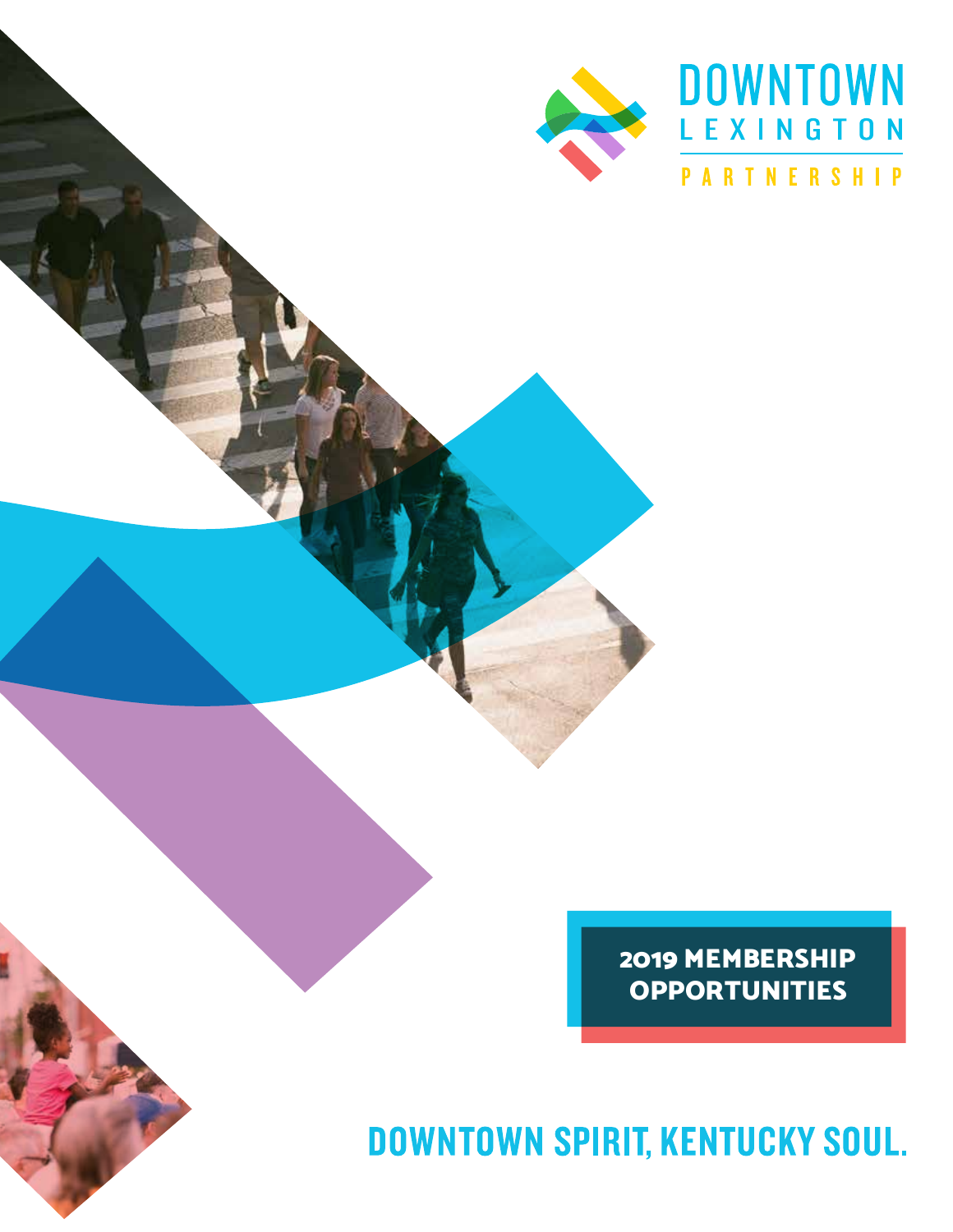DOWNTOWN LEXINGTON PARTNERSHIP

# 2019 MEMBERSHIP OPPORTUNITIES

## DOWNTOWN SPIRIT, KENTUCKY SOUL.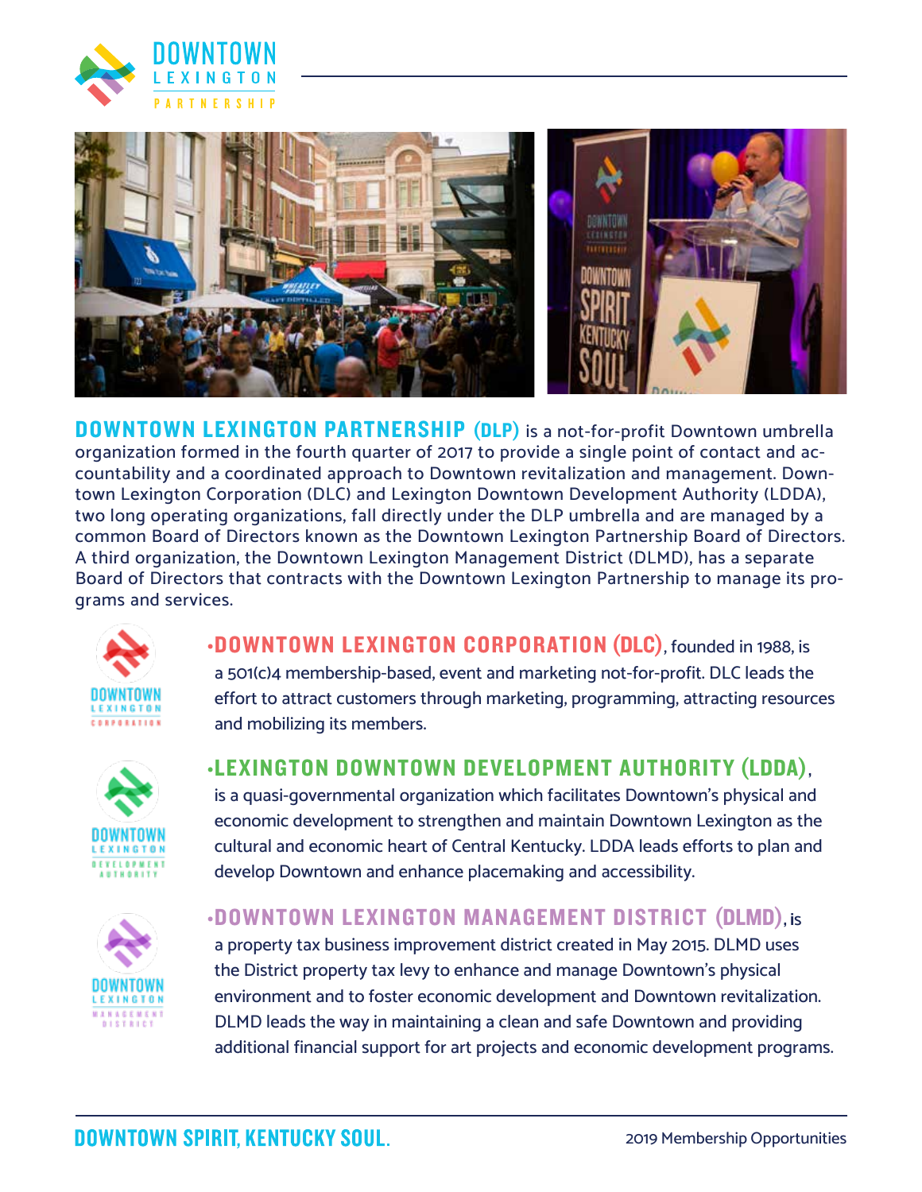**DOWNTOWN LEXINGTON PARTNERSHIP (DLP)** is a not-for-profit Downtown umbrella organization formed in the fourth quarter of 2017 to provide a single point of contact and accountability and a coordinated approach to Downtown revitalization and management. Downtown Lexington Corporation (DLC) and Lexington Downtown Development Authority (LDDA), two long operating organizations, fall directly under the DLP umbrella and are managed by a common Board of Directors known as the Downtown Lexington Partnership Board of Directors. A third organization, the Downtown Lexington Management District (DLMD), has a separate Board of Directors that contracts with the Downtown Lexington Partnership to manage its programs and services.

- **DOWNTOWN LEXINGTON CORPORATION (DLC)**, founded in 1988, is a 501(c)4 membership-based, event and marketing not-for-profit. DLC leads the effort to attract customers through marketing, programming, attracting resources and mobilizing its members.

- **LEXINGTON DOWNTOWN DEVELOPMENT AUTHORITY (LDDA)**, is a quasi-governmental organization which facilitates Downtown's physical and economic development to strengthen and maintain Downtown Lexington as the cultural and economic heart of Central Kentucky. LDDA leads efforts to plan and develop Downtown and enhance placemaking and accessibility.

- **DOWNTOWN LEXINGTON MANAGEMENT DISTRICT (DLMD)**, is a property tax business improvement district created in May 2015. DLMD uses the District property tax levy to enhance and manage Downtown's physical environment and to foster economic development and Downtown revitalization. DLMD leads the way in maintaining a clean and safe Downtown and providing additional financial support for art projects and economic development programs.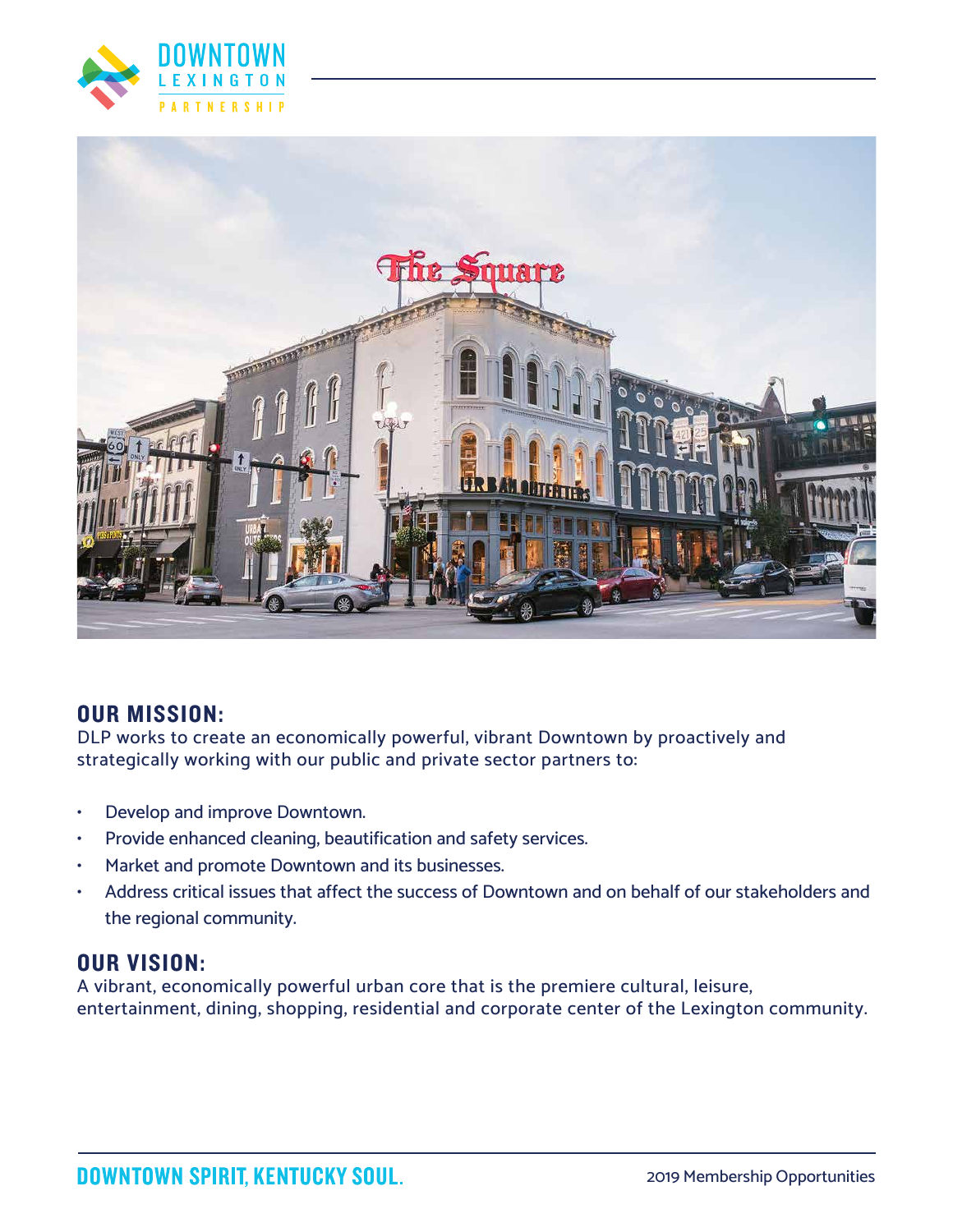## OUR MISSION:

DLP works to create an economically powerful, vibrant Downtown by proactively and strategically working with our public and private sector partners to:

- Develop and improve Downtown.
- Provide enhanced cleaning, beautification and safety services.
- Market and promote Downtown and its businesses.
- Address critical issues that affect the success of Downtown and on behalf of our stakeholders and the regional community.

## OUR VISION:

A vibrant, economically powerful urban core that is the premiere cultural, leisure, entertainment, dining, shopping, residential and corporate center of the Lexington community.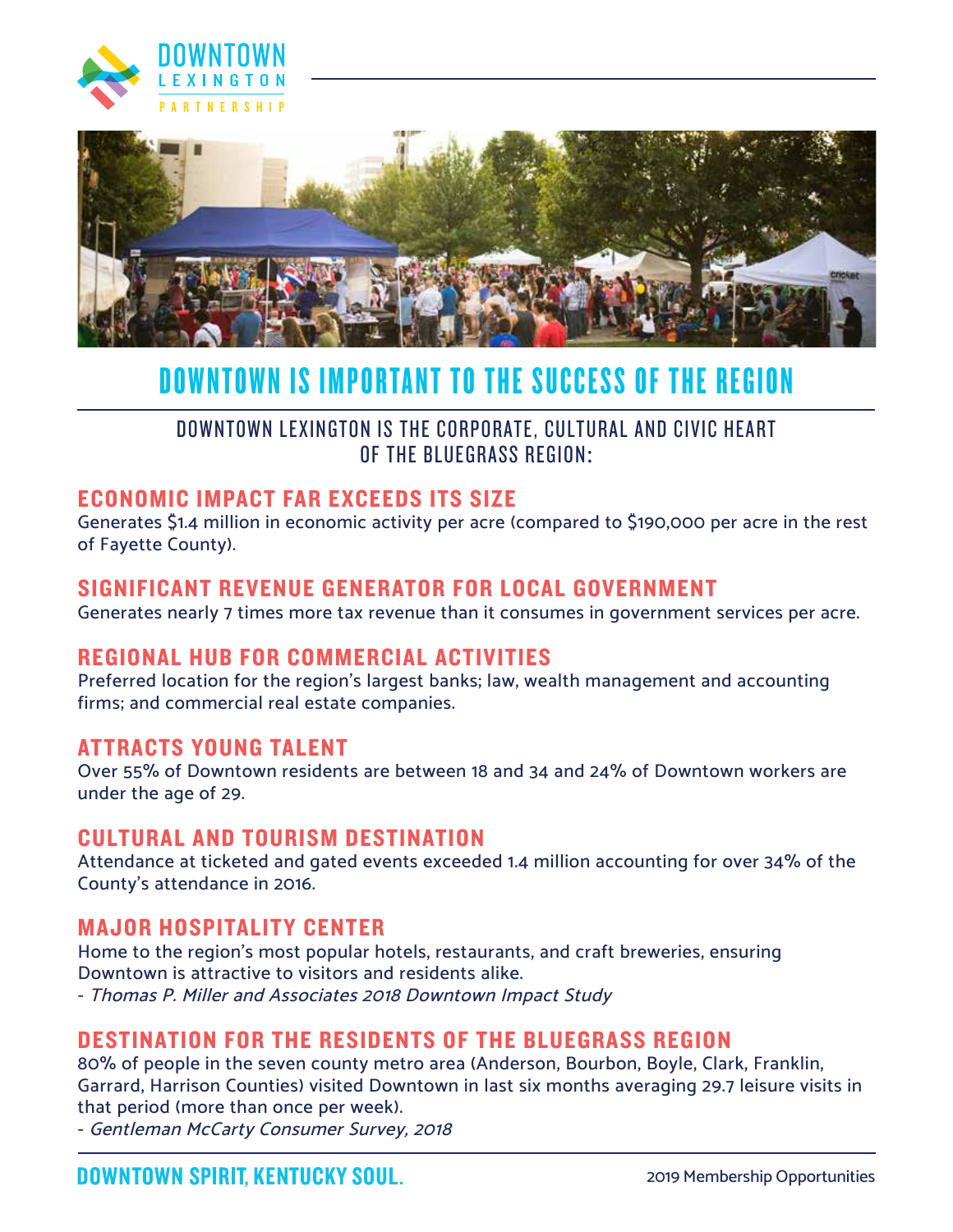# DOWNTOWN IS IMPORTANT TO THE SUCCESS OF THE REGION

DOWNTOWN LEXINGTON IS THE CORPORATE, CULTURAL AND CIVIC HEART OF THE BLUEGRASS REGION:

## ECONOMIC IMPACT FAR EXCEEDS ITS SIZE

Generates $1.4 million in economic activity per acre (compared to $190,000 per acre in the rest of Fayette County).

## SIGNIFICANT REVENUE GENERATOR FOR LOCAL GOVERNMENT

Generates nearly 7 times more tax revenue than it consumes in government services per acre.

## REGIONAL HUB FOR COMMERCIAL ACTIVITIES

Preferred location for the region's largest banks; law, wealth management and accounting firms; and commercial real estate companies.

## ATTRACTS YOUNG TALENT

Over 55% of Downtown residents are between 18 and 34 and 24% of Downtown workers are under the age of 29.

## CULTURAL AND TOURISM DESTINATION

Attendance at ticketed and gated events exceeded 1.4 million accounting for over 34% of the County's attendance in 2016.

## MAJOR HOSPITALITY CENTER

Home to the region's most popular hotels, restaurants, and craft breweries, ensuring Downtown is attractive to visitors and residents alike.

- *Thomas P. Miller and Associates 2018 Downtown Impact Study*

## DESTINATION FOR THE RESIDENTS OF THE BLUEGRASS REGION

80% of people in the seven county metro area (Anderson, Bourbon, Boyle, Clark, Franklin, Garrard, Harrison Counties) visited Downtown in last six months averaging 29.7 leisure visits in that period (more than once per week).

- *Gentleman McCarty Consumer Survey, 2018*

**DOWNTOWN SPIRIT, KENTUCKY SOUL.**

2019 Membership Opportunities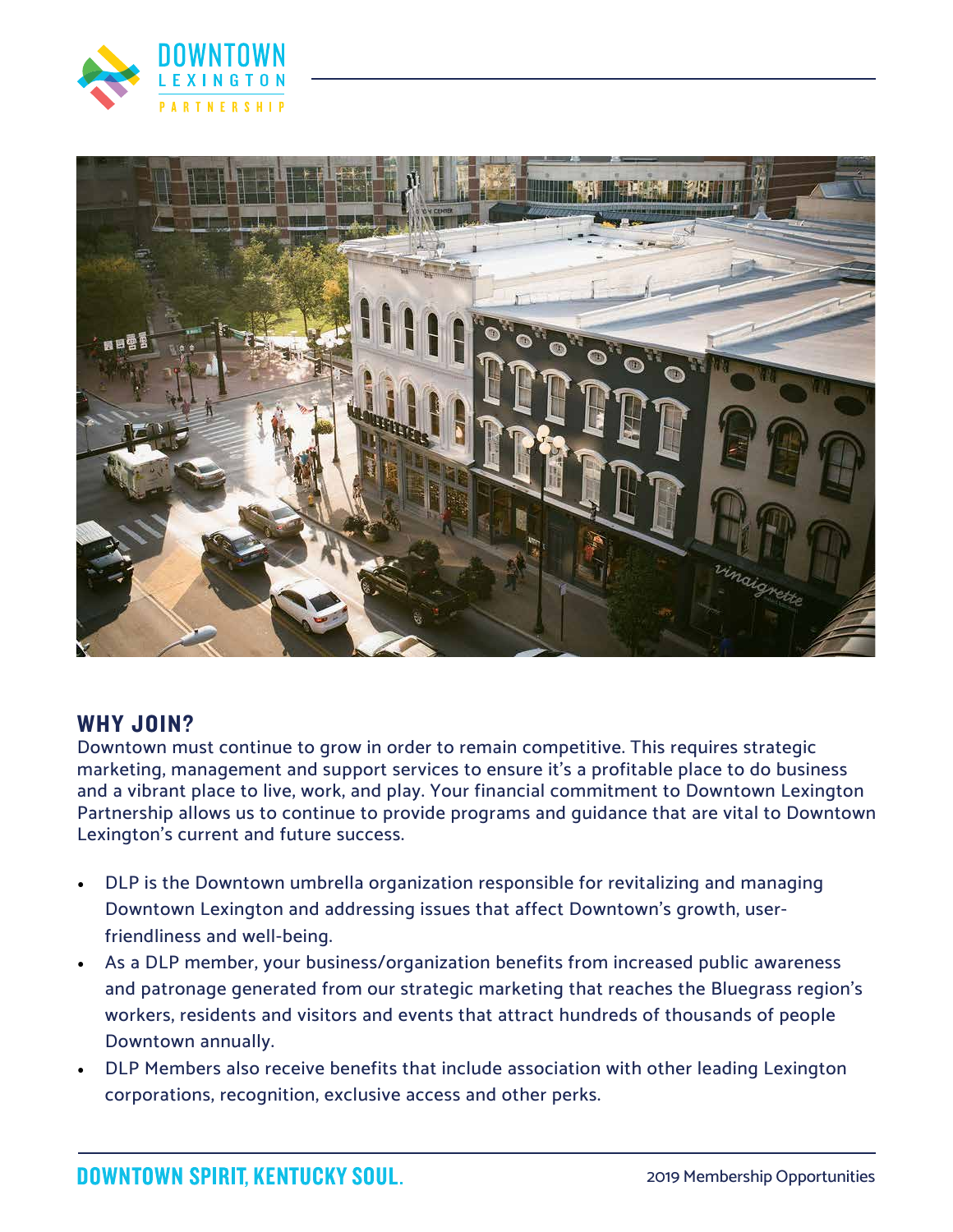## WHY JOIN?

Downtown must continue to grow in order to remain competitive. This requires strategic marketing, management and support services to ensure it's a profitable place to do business and a vibrant place to live, work, and play. Your financial commitment to Downtown Lexington Partnership allows us to continue to provide programs and guidance that are vital to Downtown Lexington's current and future success.

- DLP is the Downtown umbrella organization responsible for revitalizing and managing Downtown Lexington and addressing issues that affect Downtown's growth, user-friendliness and well-being.
- As a DLP member, your business/organization benefits from increased public awareness and patronage generated from our strategic marketing that reaches the Bluegrass region's workers, residents and visitors and events that attract hundreds of thousands of people Downtown annually.
- DLP Members also receive benefits that include association with other leading Lexington corporations, recognition, exclusive access and other perks.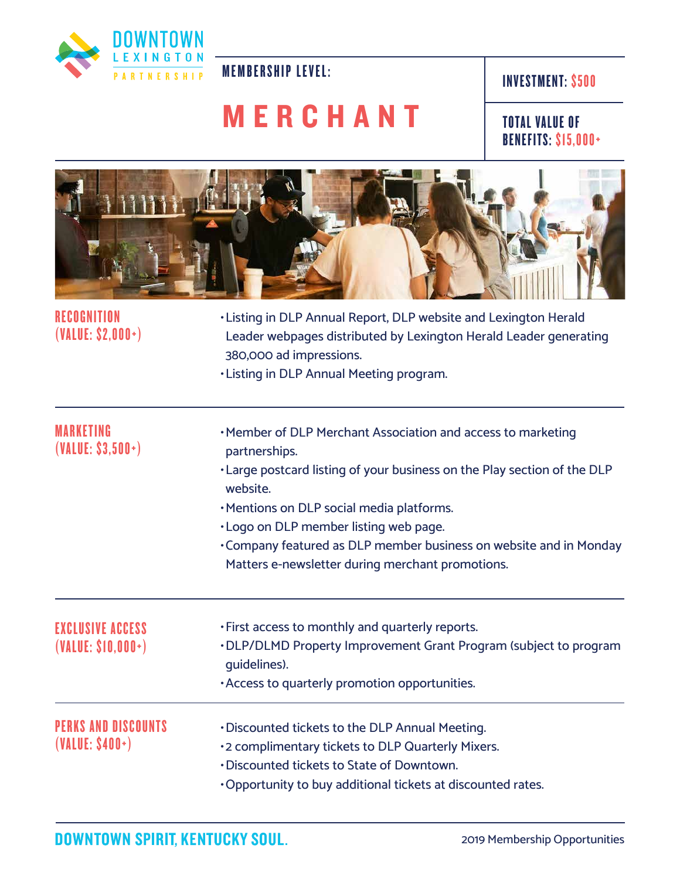DOWNTOWN LEXINGTON PARTNERSHIP

MEMBERSHIP LEVEL:

# MERCHANT

INVESTMENT: $500

TOTAL VALUE OF BENEFITS: $15,000+

## RECOGNITION (VALUE: $2,000+)

- Listing in DLP Annual Report, DLP website and Lexington Herald Leader webpages distributed by Lexington Herald Leader generating 380,000 ad impressions.
- Listing in DLP Annual Meeting program.

## MARKETING (VALUE: $3,500+)

- Member of DLP Merchant Association and access to marketing partnerships.
- Large postcard listing of your business on the Play section of the DLP website.
- Mentions on DLP social media platforms.
- Logo on DLP member listing web page.
- Company featured as DLP member business on website and in Monday Matters e-newsletter during merchant promotions.

## EXCLUSIVE ACCESS (VALUE: $10,000+)

- First access to monthly and quarterly reports.
- DLP/DLMD Property Improvement Grant Program (subject to program guidelines).
- Access to quarterly promotion opportunities.

## PERKS AND DISCOUNTS (VALUE: $400+)

- Discounted tickets to the DLP Annual Meeting.
- 2 complimentary tickets to DLP Quarterly Mixers.
- Discounted tickets to State of Downtown.
- Opportunity to buy additional tickets at discounted rates.

DOWNTOWN SPIRIT, KENTUCKY SOUL.

2019 Membership Opportunities